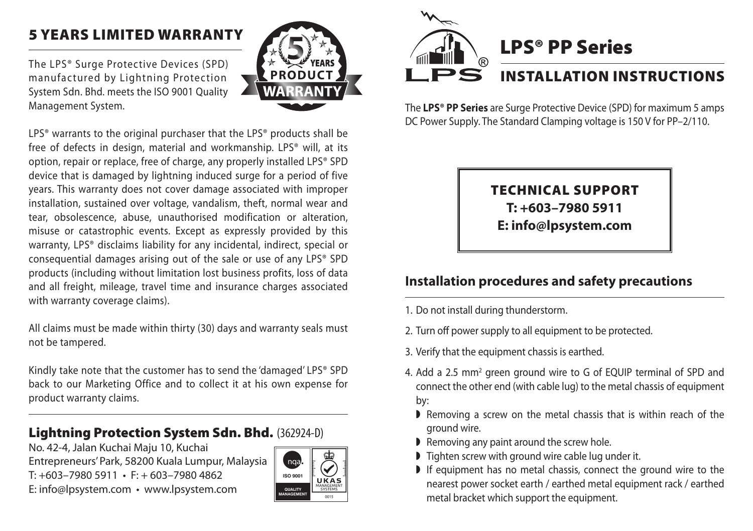## 5 YEARS LIMITED WARRANTY

The LPS® Surge Protective Devices (SPD) manufactured by Lightning Protection System Sdn. Bhd. meets the ISO 9001 Quality Management System.

LPS® warrants to the original purchaser that the LPS® products shall be free of defects in design, material and workmanship. LPS® will, at its option, repair or replace, free of charge, any properly installed LPS® SPD device that is damaged by lightning induced surge for a period of five years. This warranty does not cover damage associated with improper installation, sustained over voltage, vandalism, theft, normal wear and tear, obsolescence, abuse, unauthorised modification or alteration, misuse or catastrophic events. Except as expressly provided by this warranty, LPS® disclaims liability for any incidental, indirect, special or consequential damages arising out of the sale or use of any LPS® SPD products (including without limitation lost business profits, loss of data and all freight, mileage, travel time and insurance charges associated with warranty coverage claims).

All claims must be made within thirty (30) days and warranty seals must not be tampered.

Kindly take note that the customer has to send the 'damaged' LPS® SPD back to our Marketing Office and to collect it at his own expense for product warranty claims.

### Lightning Protection System Sdn. Bhd. (362924-D)

No. 42-4, Jalan Kuchai Maju 10, Kuchai Entrepreneurs' Park, 58200 Kuala Lumpur, Malaysia
T: +603–7980 5911 • F: + 603–7980 4862
E: info@lpsystem.com • www.lpsystem.com

# LPS® PP Series

## INSTALLATION INSTRUCTIONS

The **LPS® PP Series** are Surge Protective Device (SPD) for maximum 5 amps DC Power Supply. The Standard Clamping voltage is 150 V for PP–2/110.

**TECHNICAL SUPPORT**
**T: +603–7980 5911**
**E: info@lpsystem.com**

## Installation procedures and safety precautions

1. Do not install during thunderstorm.
2. Turn off power supply to all equipment to be protected.
3. Verify that the equipment chassis is earthed.
4. Add a 2.5 mm$^2$ green ground wire to G of EQUIP terminal of SPD and connect the other end (with cable lug) to the metal chassis of equipment by:
   - Removing a screw on the metal chassis that is within reach of the ground wire.
   - Removing any paint around the screw hole.
   - Tighten screw with ground wire cable lug under it.
   - If equipment has no metal chassis, connect the ground wire to the nearest power socket earth / earthed metal equipment rack / earthed metal bracket which support the equipment.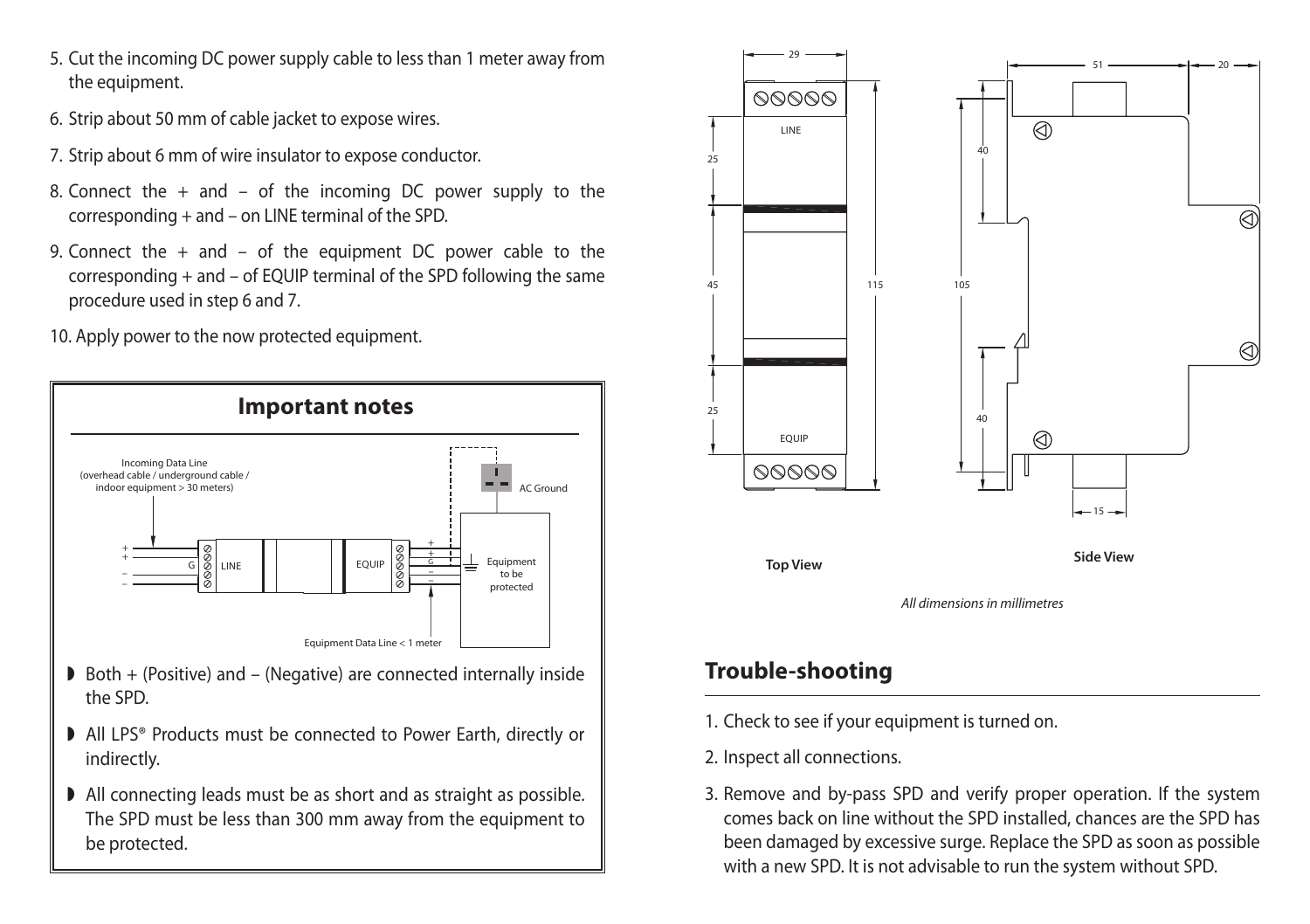5. Cut the incoming DC power supply cable to less than 1 meter away from the equipment.
6. Strip about 50 mm of cable jacket to expose wires.
7. Strip about 6 mm of wire insulator to expose conductor.
8. Connect the + and – of the incoming DC power supply to the corresponding + and – on LINE terminal of the SPD.
9. Connect the + and – of the equipment DC power cable to the corresponding + and – of EQUIP terminal of the SPD following the same procedure used in step 6 and 7.
10. Apply power to the now protected equipment.

## Important notes

Incoming Data Line
(overhead cable / underground cable / indoor equipment > 30 meters)

AC Ground

\+
\+
G
–
–

LINE

EQUIP

\+
\+
G
–
–

Equipment to be protected

Equipment Data Line < 1 meter

- Both + (Positive) and – (Negative) are connected internally inside the SPD.
- All LPS® Products must be connected to Power Earth, directly or indirectly.
- All connecting leads must be as short and as straight as possible. The SPD must be less than 300 mm away from the equipment to be protected.

29

LINE

25

45

115

25

EQUIP

**Top View**

51

20

40

105

40

15

**Side View**

*All dimensions in millimetres*

## Trouble-shooting

1. Check to see if your equipment is turned on.
2. Inspect all connections.
3. Remove and by-pass SPD and verify proper operation. If the system comes back on line without the SPD installed, chances are the SPD has been damaged by excessive surge. Replace the SPD as soon as possible with a new SPD. It is not advisable to run the system without SPD.